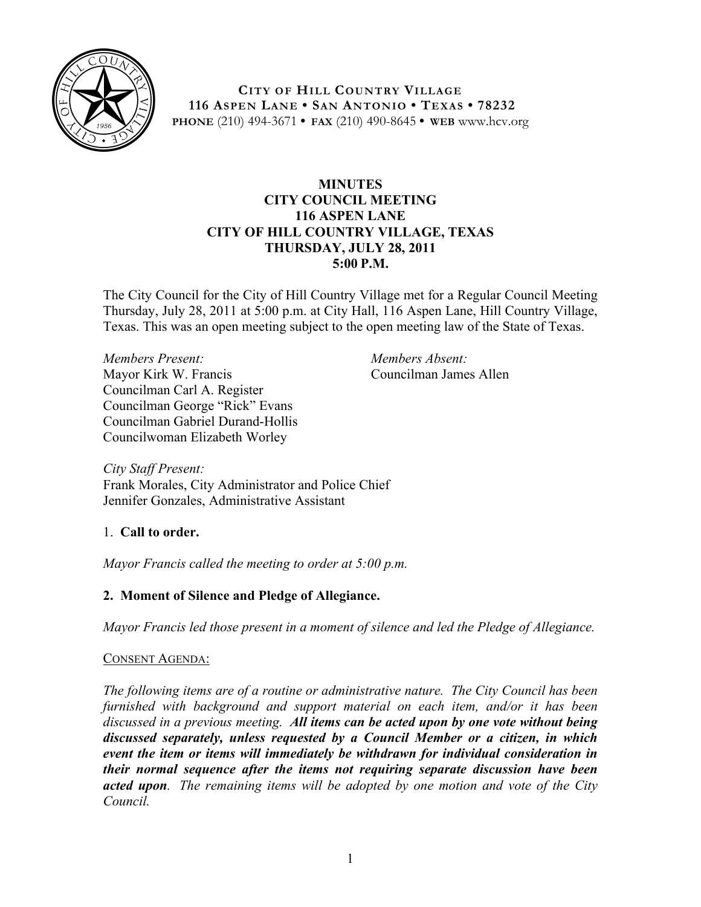**CITY OF HILL COUNTRY VILLAGE**
**116 ASPEN LANE • SAN ANTONIO • TEXAS • 78232**
**PHONE** (210) 494-3671 • **FAX** (210) 490-8645 • **WEB** www.hcv.org

# MINUTES
## CITY COUNCIL MEETING
## 116 ASPEN LANE
## CITY OF HILL COUNTRY VILLAGE, TEXAS
## THURSDAY, JULY 28, 2011
## 5:00 P.M.

The City Council for the City of Hill Country Village met for a Regular Council Meeting Thursday, July 28, 2011 at 5:00 p.m. at City Hall, 116 Aspen Lane, Hill Country Village, Texas. This was an open meeting subject to the open meeting law of the State of Texas.

*Members Present:*
Mayor Kirk W. Francis
Councilman Carl A. Register
Councilman George "Rick" Evans
Councilman Gabriel Durand-Hollis
Councilwoman Elizabeth Worley

*Members Absent:*
Councilman James Allen

*City Staff Present:*
Frank Morales, City Administrator and Police Chief
Jennifer Gonzales, Administrative Assistant

1. **Call to order.**

*Mayor Francis called the meeting to order at 5:00 p.m.*

**2. Moment of Silence and Pledge of Allegiance.**

*Mayor Francis led those present in a moment of silence and led the Pledge of Allegiance.*

CONSENT AGENDA:

*The following items are of a routine or administrative nature. The City Council has been furnished with background and support material on each item, and/or it has been discussed in a previous meeting.* ***All items can be acted upon by one vote without being discussed separately, unless requested by a Council Member or a citizen, in which event the item or items will immediately be withdrawn for individual consideration in their normal sequence after the items not requiring separate discussion have been acted upon****. The remaining items will be adopted by one motion and vote of the City Council.*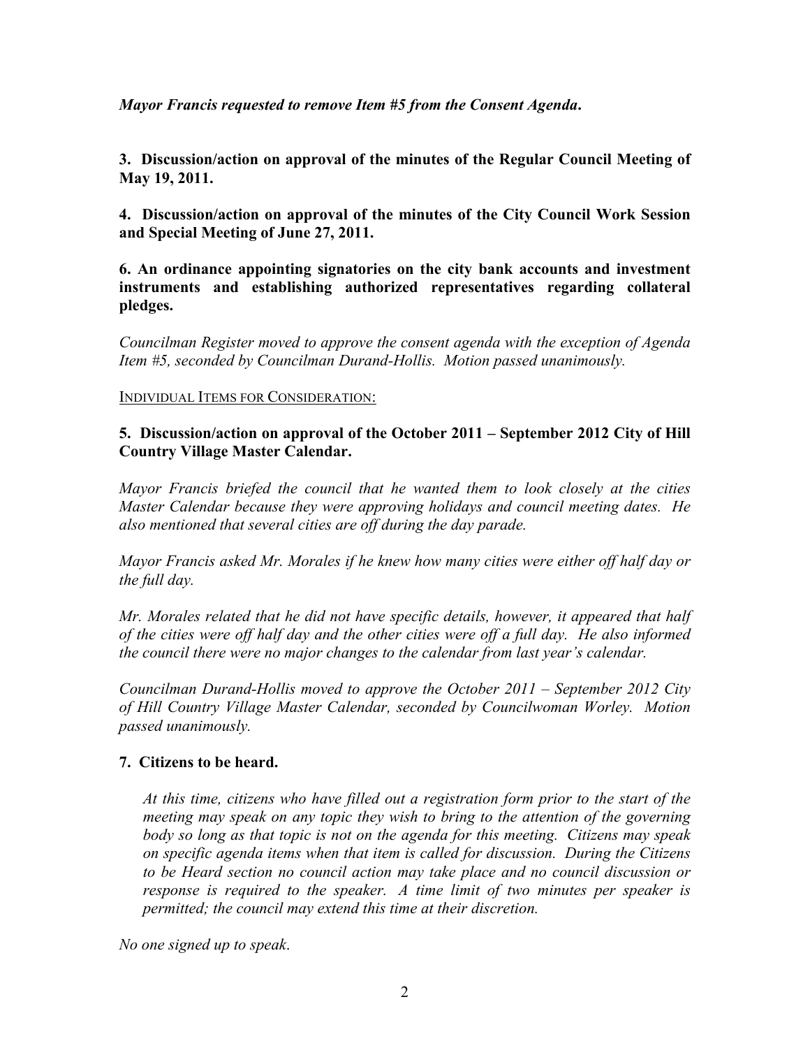***Mayor Francis requested to remove Item #5 from the Consent Agenda.***

**3. Discussion/action on approval of the minutes of the Regular Council Meeting of May 19, 2011.**

**4. Discussion/action on approval of the minutes of the City Council Work Session and Special Meeting of June 27, 2011.**

**6. An ordinance appointing signatories on the city bank accounts and investment instruments and establishing authorized representatives regarding collateral pledges.**

*Councilman Register moved to approve the consent agenda with the exception of Agenda Item #5, seconded by Councilman Durand-Hollis. Motion passed unanimously.*

INDIVIDUAL ITEMS FOR CONSIDERATION:

**5. Discussion/action on approval of the October 2011 – September 2012 City of Hill Country Village Master Calendar.**

*Mayor Francis briefed the council that he wanted them to look closely at the cities Master Calendar because they were approving holidays and council meeting dates. He also mentioned that several cities are off during the day parade.*

*Mayor Francis asked Mr. Morales if he knew how many cities were either off half day or the full day.*

*Mr. Morales related that he did not have specific details, however, it appeared that half of the cities were off half day and the other cities were off a full day. He also informed the council there were no major changes to the calendar from last year's calendar.*

*Councilman Durand-Hollis moved to approve the October 2011 – September 2012 City of Hill Country Village Master Calendar, seconded by Councilwoman Worley. Motion passed unanimously.*

**7. Citizens to be heard.**

*At this time, citizens who have filled out a registration form prior to the start of the meeting may speak on any topic they wish to bring to the attention of the governing body so long as that topic is not on the agenda for this meeting. Citizens may speak on specific agenda items when that item is called for discussion. During the Citizens to be Heard section no council action may take place and no council discussion or response is required to the speaker. A time limit of two minutes per speaker is permitted; the council may extend this time at their discretion.*

*No one signed up to speak.*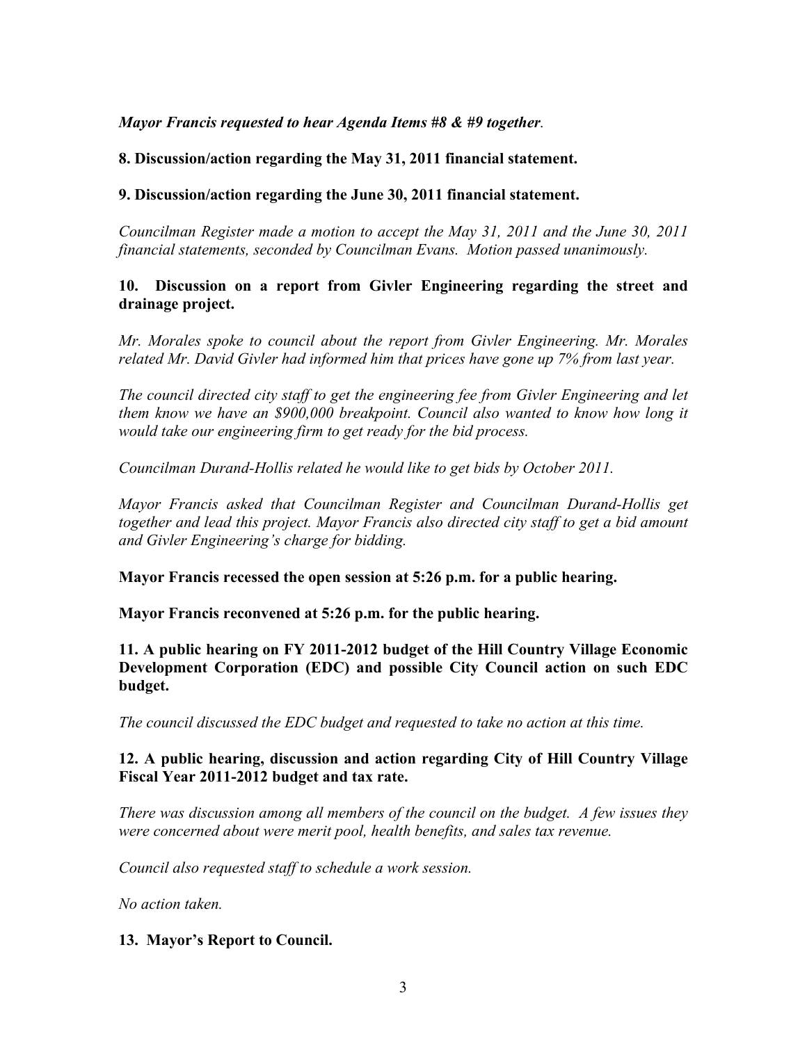***Mayor Francis requested to hear Agenda Items #8 & #9 together***.

**8. Discussion/action regarding the May 31, 2011 financial statement.**

**9. Discussion/action regarding the June 30, 2011 financial statement.**

*Councilman Register made a motion to accept the May 31, 2011 and the June 30, 2011 financial statements, seconded by Councilman Evans. Motion passed unanimously.*

**10. Discussion on a report from Givler Engineering regarding the street and drainage project.**

*Mr. Morales spoke to council about the report from Givler Engineering. Mr. Morales related Mr. David Givler had informed him that prices have gone up 7% from last year.*

*The council directed city staff to get the engineering fee from Givler Engineering and let them know we have an $900,000 breakpoint. Council also wanted to know how long it would take our engineering firm to get ready for the bid process.*

*Councilman Durand-Hollis related he would like to get bids by October 2011.*

*Mayor Francis asked that Councilman Register and Councilman Durand-Hollis get together and lead this project. Mayor Francis also directed city staff to get a bid amount and Givler Engineering's charge for bidding.*

**Mayor Francis recessed the open session at 5:26 p.m. for a public hearing.**

**Mayor Francis reconvened at 5:26 p.m. for the public hearing.**

**11. A public hearing on FY 2011-2012 budget of the Hill Country Village Economic Development Corporation (EDC) and possible City Council action on such EDC budget.**

*The council discussed the EDC budget and requested to take no action at this time.*

**12. A public hearing, discussion and action regarding City of Hill Country Village Fiscal Year 2011-2012 budget and tax rate.**

*There was discussion among all members of the council on the budget. A few issues they were concerned about were merit pool, health benefits, and sales tax revenue.*

*Council also requested staff to schedule a work session.*

*No action taken.*

**13. Mayor's Report to Council.**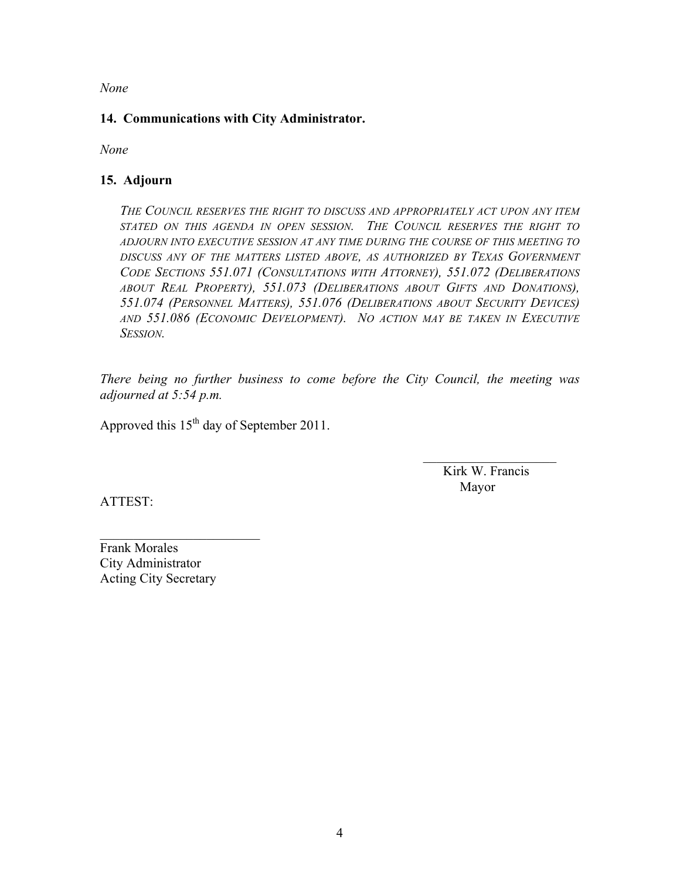*None*

### 14. Communications with City Administrator.

*None*

### 15. Adjourn

*THE COUNCIL RESERVES THE RIGHT TO DISCUSS AND APPROPRIATELY ACT UPON ANY ITEM STATED ON THIS AGENDA IN OPEN SESSION. THE COUNCIL RESERVES THE RIGHT TO ADJOURN INTO EXECUTIVE SESSION AT ANY TIME DURING THE COURSE OF THIS MEETING TO DISCUSS ANY OF THE MATTERS LISTED ABOVE, AS AUTHORIZED BY TEXAS GOVERNMENT CODE SECTIONS 551.071 (CONSULTATIONS WITH ATTORNEY), 551.072 (DELIBERATIONS ABOUT REAL PROPERTY), 551.073 (DELIBERATIONS ABOUT GIFTS AND DONATIONS), 551.074 (PERSONNEL MATTERS), 551.076 (DELIBERATIONS ABOUT SECURITY DEVICES) AND 551.086 (ECONOMIC DEVELOPMENT). NO ACTION MAY BE TAKEN IN EXECUTIVE SESSION.*

*There being no further business to come before the City Council, the meeting was adjourned at 5:54 p.m.*

Approved this 15th day of September 2011.

\_\_\_\_\_\_\_\_\_\_\_\_\_\_\_\_\_\_\_\_
Kirk W. Francis
Mayor

ATTEST:

\_\_\_\_\_\_\_\_\_\_\_\_\_\_\_\_\_\_\_\_\_\_\_\_
Frank Morales
City Administrator
Acting City Secretary